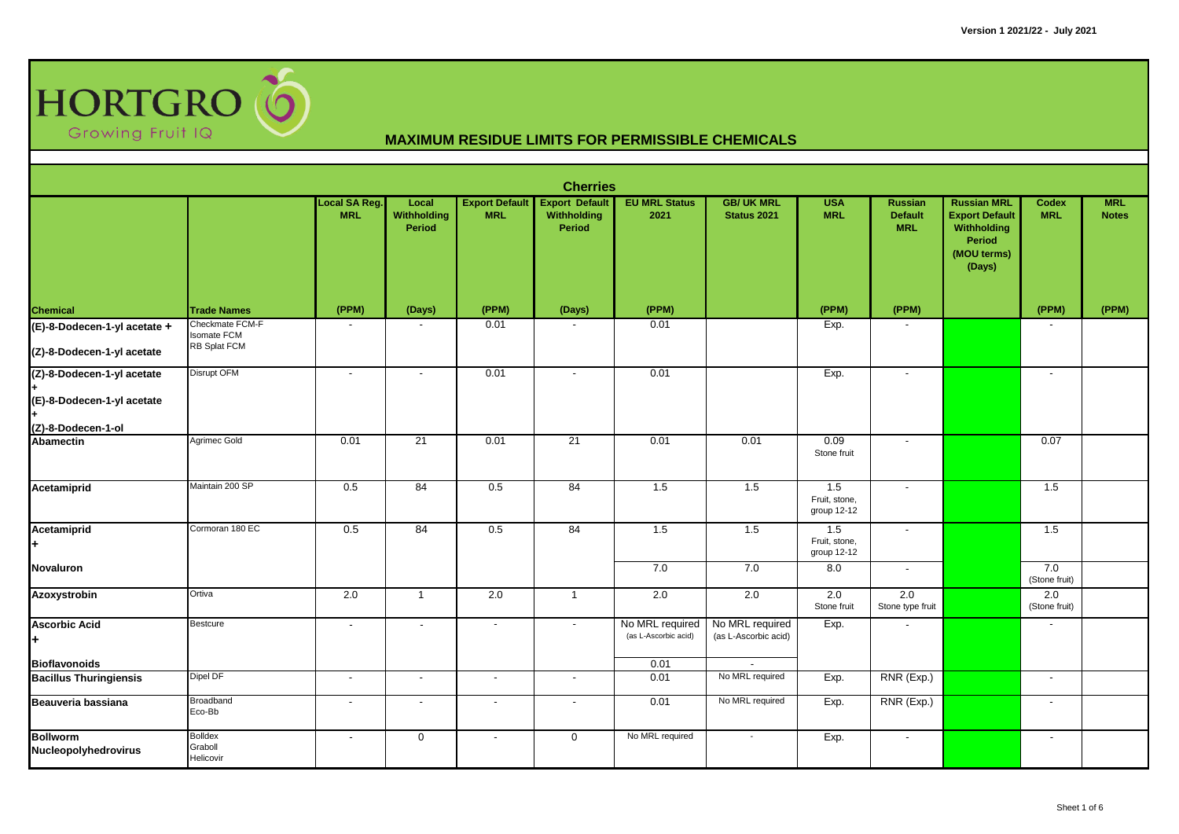HORTGRO Growing Fruit IQ

## MAXIMUM RESIDUE LIMITS FOR PERMISSIBLE CHEMICALS

### Cherries

| Chemical | Trade Names | Local SA Reg. MRL (PPM) | Local Withholding Period (Days) | Export Default MRL (PPM) | Export Default Withholding Period (Days) | EU MRL Status 2021 (PPM) | GB/ UK MRL Status 2021 | USA MRL (PPM) | Russian Default MRL (PPM) | Russian MRL Export Default Withholding Period (MOU terms) (Days) | Codex MRL (PPM) | MRL Notes (PPM) |
|---|---|---|---|---|---|---|---|---|---|---|---|---|
| (E)-8-Dodecen-1-yl acetate + (Z)-8-Dodecen-1-yl acetate | Checkmate FCM-F Isomate FCM RB Splat FCM | - | - | 0.01 | - | 0.01 | | Exp. | - | | - | |
| (Z)-8-Dodecen-1-yl acetate + (E)-8-Dodecen-1-yl acetate + (Z)-8-Dodecen-1-ol | Disrupt OFM | - | - | 0.01 | - | 0.01 | | Exp. | - | | - | |
| Abamectin | Agrimec Gold | 0.01 | 21 | 0.01 | 21 | 0.01 | 0.01 | 0.09 Stone fruit | - | | 0.07 | |
| Acetamiprid | Maintain 200 SP | 0.5 | 84 | 0.5 | 84 | 1.5 | 1.5 | 1.5 Fruit, stone, group 12-12 | - | | 1.5 | |
| Acetamiprid + | Cormoran 180 EC | 0.5 | 84 | 0.5 | 84 | 1.5 | 1.5 | 1.5 Fruit, stone, group 12-12 | - | | 1.5 | |
| Novaluron | | | | | | 7.0 | 7.0 | 8.0 | - | | 7.0 (Stone fruit) | |
| Azoxystrobin | Ortiva | 2.0 | 1 | 2.0 | 1 | 2.0 | 2.0 | 2.0 Stone fruit | 2.0 Stone type fruit | | 2.0 (Stone fruit) | |
| Ascorbic Acid + | Bestcure | - | - | - | - | No MRL required (as L-Ascorbic acid) | No MRL required (as L-Ascorbic acid) | Exp. | - | | - | |
| Bioflavonoids | | | | | | 0.01 | - | | | | | |
| Bacillus Thuringiensis | Dipel DF | - | - | - | - | 0.01 | No MRL required | Exp. | RNR (Exp.) | | - | |
| Beauveria bassiana | Broadband Eco-Bb | - | - | - | - | 0.01 | No MRL required | Exp. | RNR (Exp.) | | - | |
| Bollworm Nucleopolyhedrovirus | Bolldex Graboll Helicovir | - | 0 | - | 0 | No MRL required | - | Exp. | - | | - | |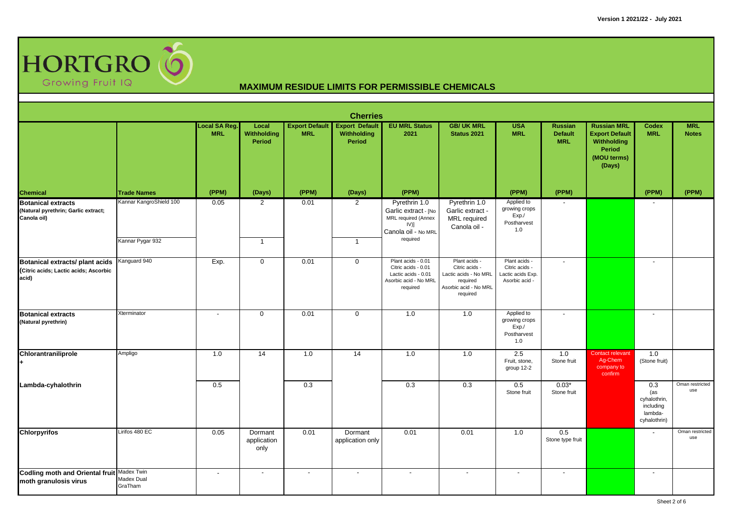# HORTGRO
Growing Fruit IQ

## MAXIMUM RESIDUE LIMITS FOR PERMISSIBLE CHEMICALS

### Cherries

| Chemical | Trade Names | Local SA Reg. MRL (PPM) | Local Withholding Period (Days) | Export Default MRL (PPM) | Export Default Withholding Period (Days) | EU MRL Status 2021 (PPM) | GB/ UK MRL Status 2021 | USA MRL (PPM) | Russian Default MRL (PPM) | Russian MRL Export Default Withholding Period (MOU terms) (Days) | Codex MRL (PPM) | MRL Notes (PPM) |
|---|---|---|---|---|---|---|---|---|---|---|---|---|
| **Botanical extracts** (Natural pyrethrin; Garlic extract; Canola oil) | Kannar KangroShield 100 | 0.05 | 2 | 0.01 | 2 | Pyrethrin 1.0 Garlic extract - [No MRL required (Annex IV)] Canola oil - No MRL required | Pyrethrin 1.0 Garlic extract - MRL required Canola oil - | Applied to growing crops Exp./ Postharvest 1.0 | - | | - | |
| | Kannar Pygar 932 | | 1 | | 1 | | | | | | | |
| **Botanical extracts/ plant acids** (Citric acids; Lactic acids; Ascorbic acid) | Kanguard 940 | Exp. | 0 | 0.01 | 0 | Plant acids - 0.01 Citric acids - 0.01 Lactic acids - 0.01 Asorbic acid - No MRL required | Plant acids - Citric acids - Lactic acids - No MRL required Asorbic acid - No MRL required | Plant acids - Citric acids - Lactic acids Exp. Asorbic acid - | - | | - | |
| **Botanical extracts** (Natural pyrethrin) | Xterminator | - | 0 | 0.01 | 0 | 1.0 | 1.0 | Applied to growing crops Exp./ Postharvest 1.0 | - | | - | |
| **Chlorantraniliprole +** | Ampligo | 1.0 | 14 | 1.0 | 14 | 1.0 | 1.0 | 2.5 Fruit, stone, group 12-2 | 1.0 Stone fruit | Contact relevant Ag-Chem company to confirm | 1.0 (Stone fruit) | |
| **Lambda-cyhalothrin** | | 0.5 | | 0.3 | | 0.3 | 0.3 | 0.5 Stone fruit | 0.03* Stone fruit | | 0.3 (as cyhalothrin, including lambda-cyhalothrin) | Oman restricted use |
| **Chlorpyrifos** | Lirifos 480 EC | 0.05 | Dormant application only | 0.01 | Dormant application only | 0.01 | 0.01 | 1.0 | 0.5 Stone type fruit | | - | Oman restricted use |
| **Codling moth and Oriental fruit moth granulosis virus** | Madex Twin Madex Dual GraTham | - | - | - | - | - | - | - | - | | - | |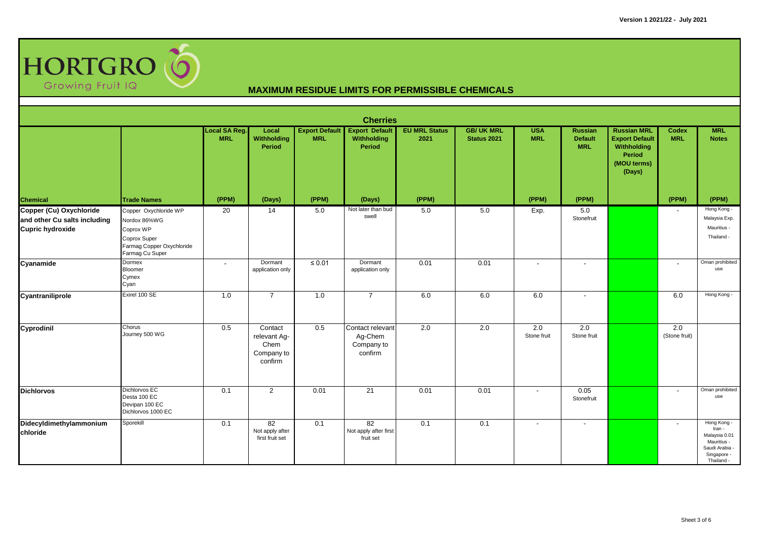Version 1 2021/22 - July 2021

HORTGRO Growing Fruit IQ

## MAXIMUM RESIDUE LIMITS FOR PERMISSIBLE CHEMICALS

### Cherries

| Chemical | Trade Names | Local SA Reg. MRL (PPM) | Local Withholding Period (Days) | Export Default MRL (PPM) | Export Default Withholding Period (Days) | EU MRL Status 2021 (PPM) | GB/ UK MRL Status 2021 | USA MRL (PPM) | Russian Default MRL (PPM) | Russian MRL Export Default Withholding Period (MOU terms) (Days) | Codex MRL (PPM) | MRL Notes (PPM) |
|---|---|---|---|---|---|---|---|---|---|---|---|---|
| **Copper (Cu) Oxychloride and other Cu salts including Cupric hydroxide** | Copper Oxychloride WP<br>Nordox 86%WG<br>Coprox WP<br>Coprox Super<br>Farmag Copper Oxychloride<br>Farmag Cu Super | 20 | 14 | 5.0 | Not later than bud swell | 5.0 | 5.0 | Exp. | 5.0 Stonefruit | | - | Hong Kong -<br>Malaysia Exp.<br>Mauritius -<br>Thailand - |
| **Cyanamide** | Dormex<br>Bloomer<br>Cymex<br>Cyan | - | Dormant application only | ≤ 0.01 | Dormant application only | 0.01 | 0.01 | - | - | | - | Oman prohibited use |
| **Cyantraniliprole** | Exirel 100 SE | 1.0 | 7 | 1.0 | 7 | 6.0 | 6.0 | 6.0 | - | | 6.0 | Hong Kong - |
| **Cyprodinil** | Chorus<br>Journey 500 WG | 0.5 | Contact relevant Ag-Chem Company to confirm | 0.5 | Contact relevant Ag-Chem Company to confirm | 2.0 | 2.0 | 2.0 Stone fruit | 2.0 Stone fruit | | 2.0 (Stone fruit) | |
| **Dichlorvos** | Dichlorvos EC<br>Desta 100 EC<br>Devipan 100 EC<br>Dichlorvos 1000 EC | 0.1 | 2 | 0.01 | 21 | 0.01 | 0.01 | - | 0.05 Stonefruit | | - | Oman prohibited use |
| **Didecyldimethylammonium chloride** | Sporekill | 0.1 | 82 Not apply after first fruit set | 0.1 | 82 Not apply after first fruit set | 0.1 | 0.1 | - | - | | - | Hong Kong -<br>Iran -<br>Malaysia 0.01<br>Mauritius -<br>Saudi Arabia -<br>Singapore -<br>Thailand - |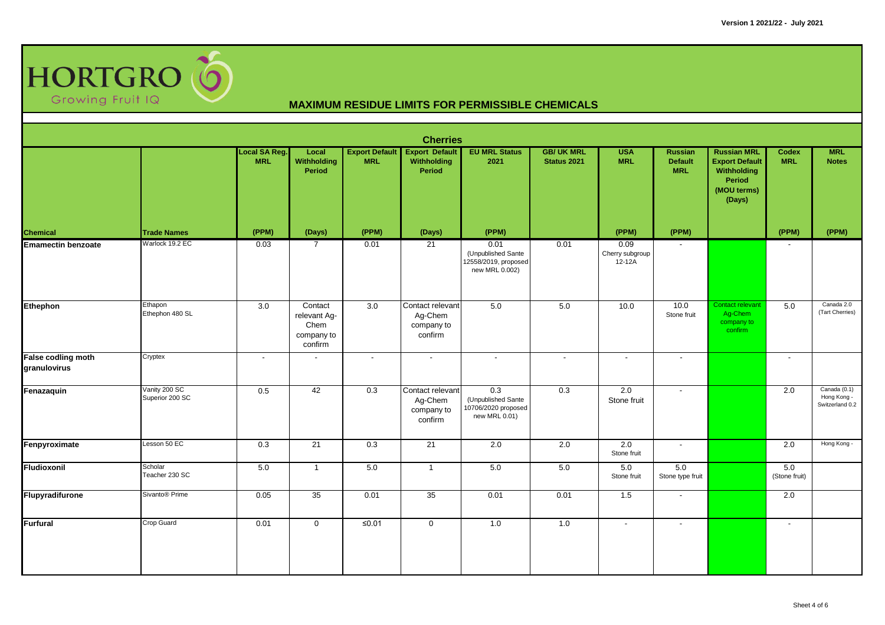## MAXIMUM RESIDUE LIMITS FOR PERMISSIBLE CHEMICALS

### Cherries

| Chemical | Trade Names | Local SA Reg. MRL (PPM) | Local Withholding Period (Days) | Export Default MRL (PPM) | Export Default Withholding Period (Days) | EU MRL Status 2021 (PPM) | GB/ UK MRL Status 2021 | USA MRL (PPM) | Russian Default MRL (PPM) | Russian MRL Export Default Withholding Period (MOU terms) (Days) | Codex MRL (PPM) | MRL Notes (PPM) |
|---|---|---|---|---|---|---|---|---|---|---|---|---|
| **Emamectin benzoate** | Warlock 19.2 EC | 0.03 | 7 | 0.01 | 21 | 0.01 (Unpublished Sante 12558/2019, proposed new MRL 0.002) | 0.01 | 0.09 Cherry subgroup 12-12A | - | | - | |
| **Ethephon** | Ethapon Ethephon 480 SL | 3.0 | Contact relevant Ag-Chem company to confirm | 3.0 | Contact relevant Ag-Chem company to confirm | 5.0 | 5.0 | 10.0 | 10.0 Stone fruit | Contact relevant Ag-Chem company to confirm | 5.0 | Canada 2.0 (Tart Cherries) |
| **False codling moth granulovirus** | Cryptex | - | - | - | - | - | - | - | - | | - | |
| **Fenazaquin** | Vanity 200 SC Superior 200 SC | 0.5 | 42 | 0.3 | Contact relevant Ag-Chem company to confirm | 0.3 (Unpublished Sante 10706/2020 proposed new MRL 0.01) | 0.3 | 2.0 Stone fruit | - | | 2.0 | Canada (0.1) Hong Kong - Switzerland 0.2 |
| **Fenpyroximate** | Lesson 50 EC | 0.3 | 21 | 0.3 | 21 | 2.0 | 2.0 | 2.0 Stone fruit | - | | 2.0 | Hong Kong - |
| **Fludioxonil** | Scholar Teacher 230 SC | 5.0 | 1 | 5.0 | 1 | 5.0 | 5.0 | 5.0 Stone fruit | 5.0 Stone type fruit | | 5.0 (Stone fruit) | |
| **Flupyradifurone** | Sivanto® Prime | 0.05 | 35 | 0.01 | 35 | 0.01 | 0.01 | 1.5 | - | | 2.0 | |
| **Furfural** | Crop Guard | 0.01 | 0 | ≤0.01 | 0 | 1.0 | 1.0 | - | - | | - | |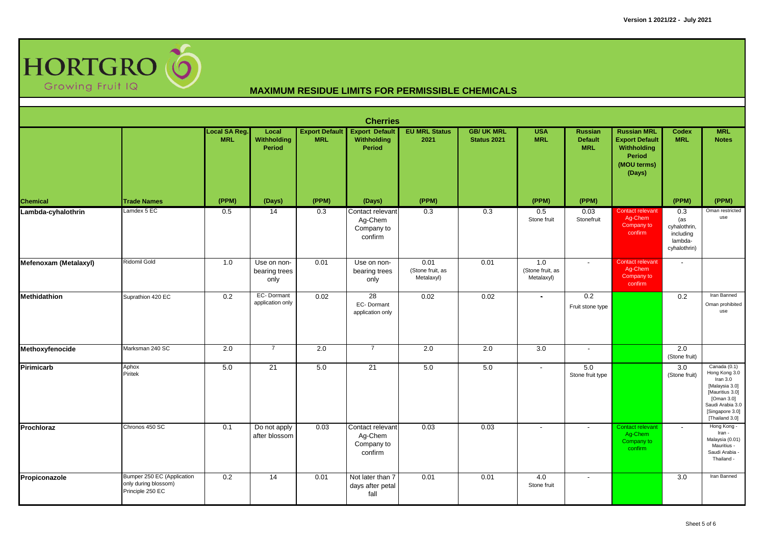Version 1 2021/22 - July 2021

HORTGRO
Growing Fruit IQ

## MAXIMUM RESIDUE LIMITS FOR PERMISSIBLE CHEMICALS

### Cherries

| Chemical | Trade Names | Local SA Reg. MRL (PPM) | Local Withholding Period (Days) | Export Default MRL (PPM) | Export Default Withholding Period (Days) | EU MRL Status 2021 (PPM) | GB/ UK MRL Status 2021 | USA MRL (PPM) | Russian Default MRL (PPM) | Russian MRL Export Default Withholding Period (MOU terms) (Days) | Codex MRL (PPM) | MRL Notes (PPM) |
|---|---|---|---|---|---|---|---|---|---|---|---|---|
| **Lambda-cyhalothrin** | Lamdex 5 EC | 0.5 | 14 | 0.3 | Contact relevant Ag-Chem Company to confirm | 0.3 | 0.3 | 0.5 Stone fruit | 0.03 Stonefruit | Contact relevant Ag-Chem Company to confirm | 0.3 (as cyhalothrin, including lambda-cyhalothrin) | Oman restricted use |
| **Mefenoxam (Metalaxyl)** | Ridomil Gold | 1.0 | Use on non-bearing trees only | 0.01 | Use on non-bearing trees only | 0.01 (Stone fruit, as Metalaxyl) | 0.01 | 1.0 (Stone fruit, as Metalaxyl) | - | Contact relevant Ag-Chem Company to confirm | - | |
| **Methidathion** | Suprathion 420 EC | 0.2 | EC- Dormant application only | 0.02 | 28 EC- Dormant application only | 0.02 | 0.02 | - | 0.2 Fruit stone type | | 0.2 | Iran Banned Oman prohibited use |
| **Methoxyfenocide** | Marksman 240 SC | 2.0 | 7 | 2.0 | 7 | 2.0 | 2.0 | 3.0 | - | | 2.0 (Stone fruit) | |
| **Pirimicarb** | Aphox Piritek | 5.0 | 21 | 5.0 | 21 | 5.0 | 5.0 | - | 5.0 Stone fruit type | | 3.0 (Stone fruit) | Canada (0.1) Hong Kong 3.0 Iran 3.0 [Malaysia 3.0] [Mauritius 3.0] [Oman 3.0] Saudi Arabia 3.0 [Singapore 3.0] [Thailand 3.0] |
| **Prochloraz** | Chronos 450 SC | 0.1 | Do not apply after blossom | 0.03 | Contact relevant Ag-Chem Company to confirm | 0.03 | 0.03 | - | - | Contact relevant Ag-Chem Company to confirm | - | Hong Kong - Iran - Malaysia (0.01) Mauritius - Saudi Arabia - Thailand - |
| **Propiconazole** | Bumper 250 EC (Application only during blossom) Principle 250 EC | 0.2 | 14 | 0.01 | Not later than 7 days after petal fall | 0.01 | 0.01 | 4.0 Stone fruit | - | | 3.0 | Iran Banned |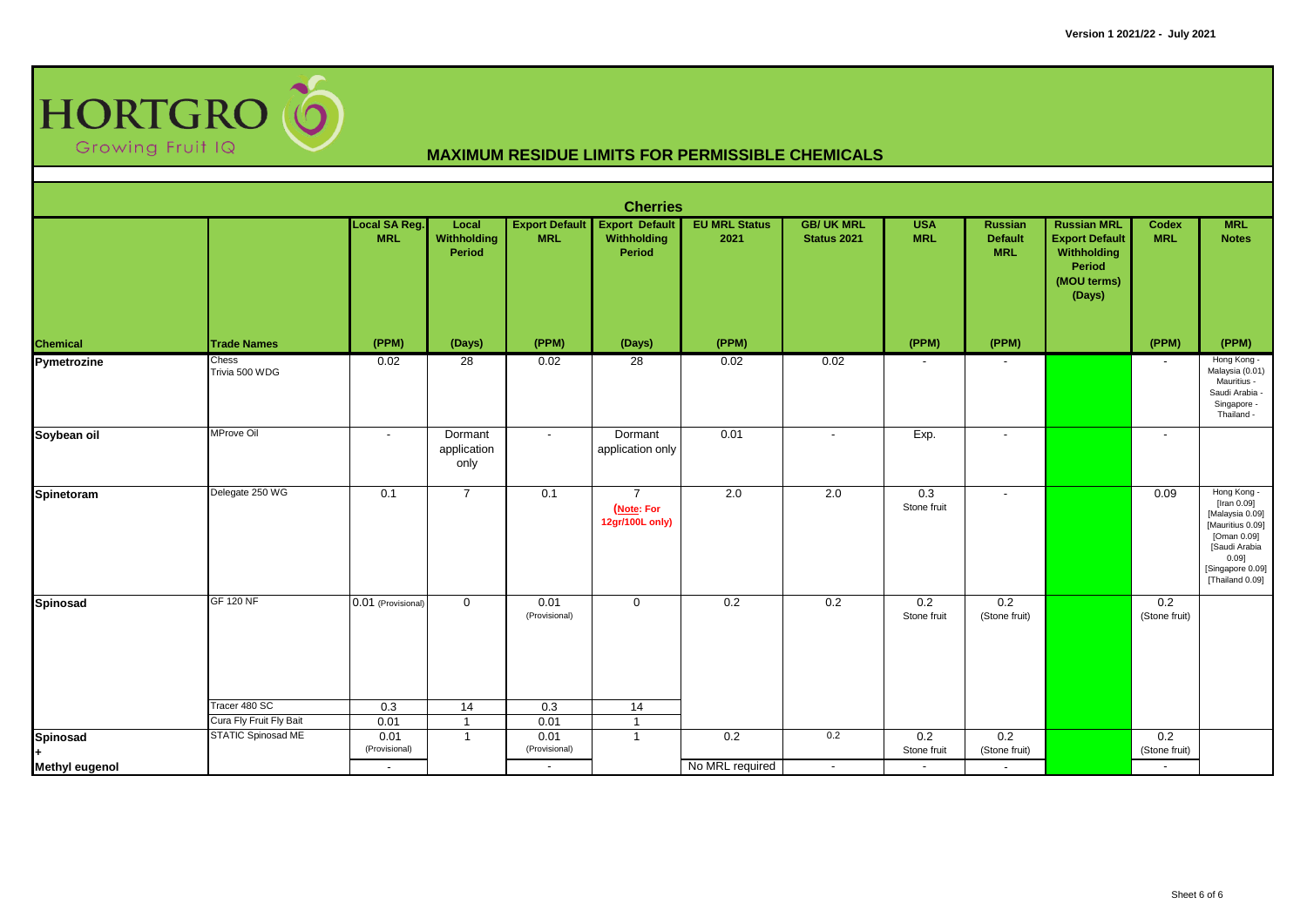Version 1 2021/22 - July 2021

HORTGRO
Growing Fruit IQ

## MAXIMUM RESIDUE LIMITS FOR PERMISSIBLE CHEMICALS

### Cherries

| Chemical | Trade Names | Local SA Reg. MRL (PPM) | Local Withholding Period (Days) | Export Default MRL (PPM) | Export Default Withholding Period (Days) | EU MRL Status 2021 (PPM) | GB/ UK MRL Status 2021 | USA MRL (PPM) | Russian Default MRL (PPM) | Russian MRL Export Default Withholding Period (MOU terms) (Days) | Codex MRL (PPM) | MRL Notes (PPM) |
|---|---|---|---|---|---|---|---|---|---|---|---|---|
| **Pymetrozine** | Chess<br>Trivia 500 WDG | 0.02 | 28 | 0.02 | 28 | 0.02 | 0.02 | - | - | | - | Hong Kong - Malaysia (0.01) Mauritius - Saudi Arabia - Singapore - Thailand - |
| **Soybean oil** | MProve Oil | - | Dormant application only | - | Dormant application only | 0.01 | - | Exp. | - | | - | |
| **Spinetoram** | Delegate 250 WG | 0.1 | 7 | 0.1 | 7 (**Note: For 12gr/100L only)** | 2.0 | 2.0 | 0.3 Stone fruit | - | | 0.09 | Hong Kong - [Iran 0.09] [Malaysia 0.09] [Mauritius 0.09] [Oman 0.09] [Saudi Arabia 0.09] [Singapore 0.09] [Thailand 0.09] |
| **Spinosad** | GF 120 NF | 0.01 (Provisional) | 0 | 0.01 (Provisional) | 0 | 0.2 | 0.2 | 0.2 Stone fruit | 0.2 (Stone fruit) | | 0.2 (Stone fruit) | |
| | Tracer 480 SC | 0.3 | 14 | 0.3 | 14 | | | | | | | |
| | Cura Fly Fruit Fly Bait | 0.01 | 1 | 0.01 | 1 | | | | | | | |
| **Spinosad + Methyl eugenol** | STATIC Spinosad ME | 0.01 (Provisional) | 1 | 0.01 (Provisional) | 1 | 0.2 | 0.2 | 0.2 Stone fruit | 0.2 (Stone fruit) | | 0.2 (Stone fruit) | |
| | | - | | - | | No MRL required | - | - | - | | - | |